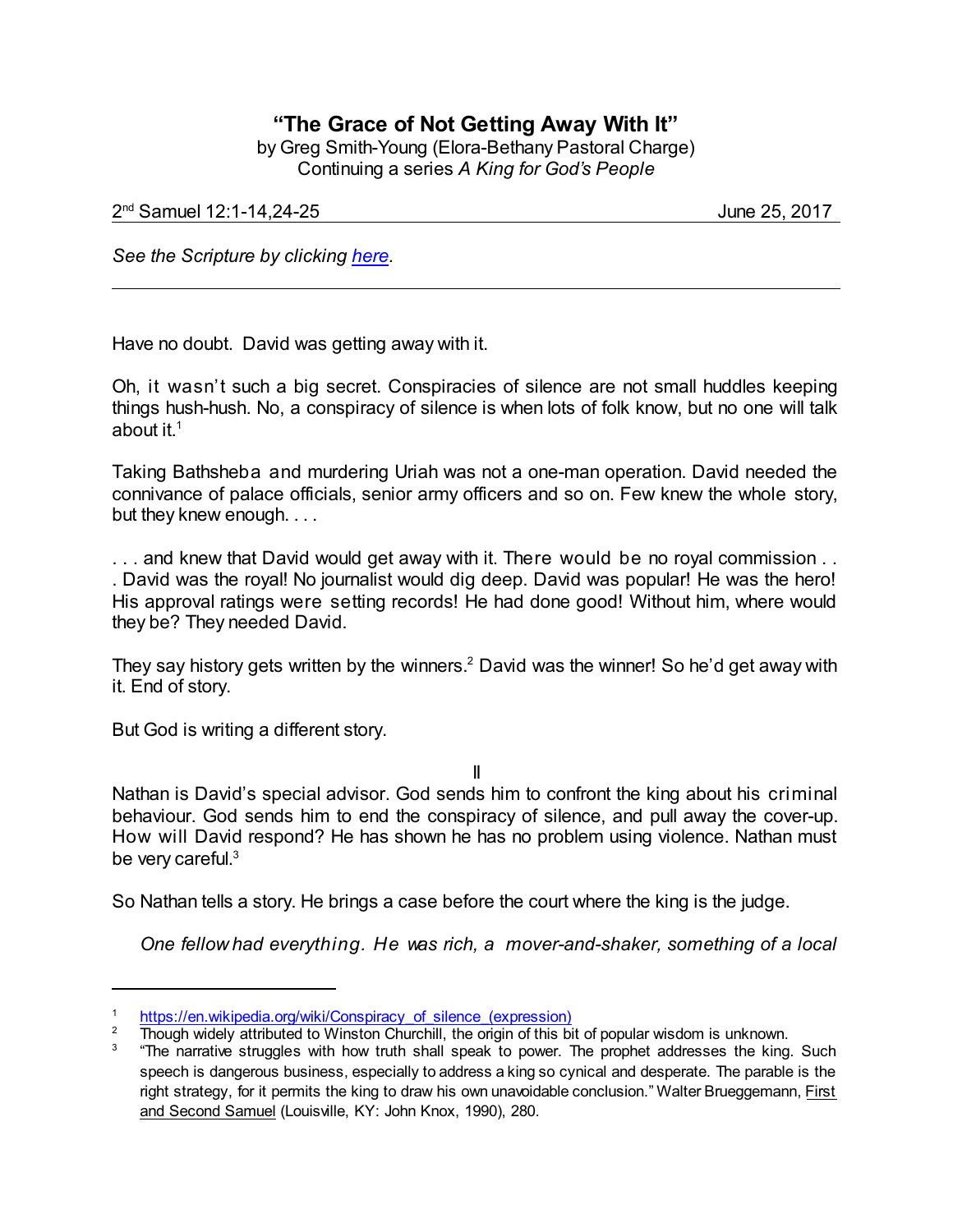# "The Grace of Not Getting Away With It"

by Greg Smith-Young (Elora-Bethany Pastoral Charge)
Continuing a series *A King for God's People*

2nd Samuel 12:1-14,24-25 June 25, 2017

*See the Scripture by clicking here.*

---

Have no doubt. David was getting away with it.

Oh, it wasn't such a big secret. Conspiracies of silence are not small huddles keeping things hush-hush. No, a conspiracy of silence is when lots of folk know, but no one will talk about it.[1]

Taking Bathsheba and murdering Uriah was not a one-man operation. David needed the connivance of palace officials, senior army officers and so on. Few knew the whole story, but they knew enough. . . .

. . . and knew that David would get away with it. There would be no royal commission . . . David was the royal! No journalist would dig deep. David was popular! He was the hero! His approval ratings were setting records! He had done good! Without him, where would they be? They needed David.

They say history gets written by the winners.[2] David was the winner! So he'd get away with it. End of story.

But God is writing a different story.

II

Nathan is David's special advisor. God sends him to confront the king about his criminal behaviour. God sends him to end the conspiracy of silence, and pull away the cover-up. How will David respond? He has shown he has no problem using violence. Nathan must be very careful.[3]

So Nathan tells a story. He brings a case before the court where the king is the judge.

*One fellow had everything. He was rich, a mover-and-shaker, something of a local*

---

1 https://en.wikipedia.org/wiki/Conspiracy_of_silence_(expression)

2 Though widely attributed to Winston Churchill, the origin of this bit of popular wisdom is unknown.

3 "The narrative struggles with how truth shall speak to power. The prophet addresses the king. Such speech is dangerous business, especially to address a king so cynical and desperate. The parable is the right strategy, for it permits the king to draw his own unavoidable conclusion." Walter Brueggemann, First and Second Samuel (Louisville, KY: John Knox, 1990), 280.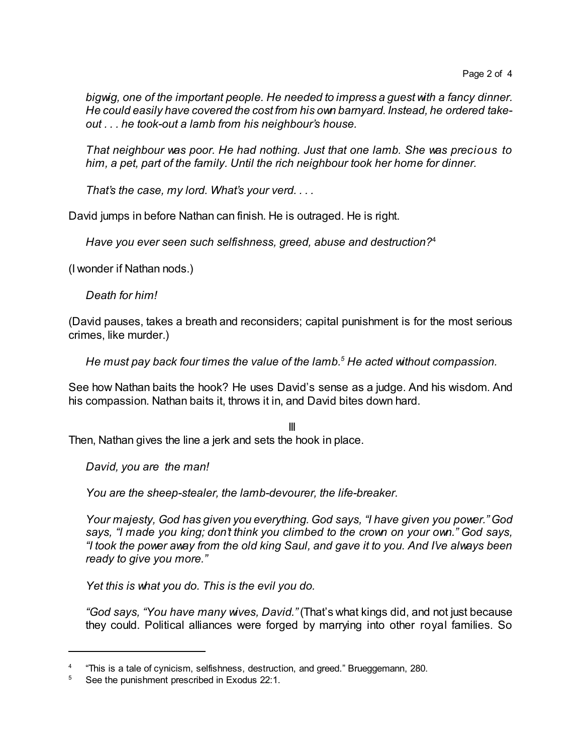*bigwig, one of the important people. He needed to impress a guest with a fancy dinner. He could easily have covered the cost from his own barnyard. Instead, he ordered take-out . . . he took-out a lamb from his neighbour's house.*

*That neighbour was poor. He had nothing. Just that one lamb. She was precious to him, a pet, part of the family. Until the rich neighbour took her home for dinner.*

*That's the case, my lord. What's your verd. . . .*

David jumps in before Nathan can finish. He is outraged. He is right.

*Have you ever seen such selfishness, greed, abuse and destruction?*[4]

(I wonder if Nathan nods.)

*Death for him!*

(David pauses, takes a breath and reconsiders; capital punishment is for the most serious crimes, like murder.)

*He must pay back four times the value of the lamb.*[5] *He acted without compassion.*

See how Nathan baits the hook? He uses David's sense as a judge. And his wisdom. And his compassion. Nathan baits it, throws it in, and David bites down hard.

## III

Then, Nathan gives the line a jerk and sets the hook in place.

*David, you are the man!*

*You are the sheep-stealer, the lamb-devourer, the life-breaker.*

*Your majesty, God has given you everything. God says, "I have given you power." God says, "I made you king; don't think you climbed to the crown on your own." God says, "I took the power away from the old king Saul, and gave it to you. And I've always been ready to give you more."*

*Yet this is what you do. This is the evil you do.*

*"God says, "You have many wives, David."* (That's what kings did, and not just because they could. Political alliances were forged by marrying into other royal families. So

---

[4] "This is a tale of cynicism, selfishness, destruction, and greed." Brueggemann, 280.

[5] See the punishment prescribed in Exodus 22:1.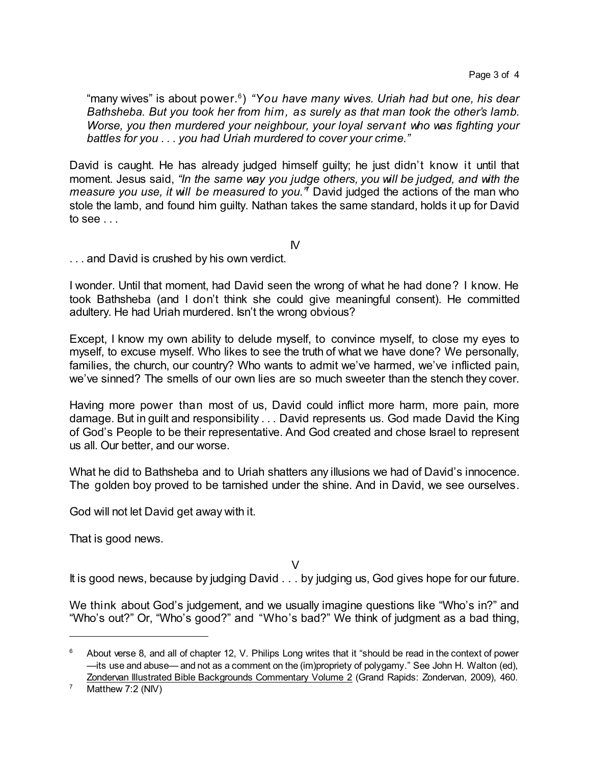"many wives" is about power.[6]) *"You have many wives. Uriah had but one, his dear Bathsheba. But you took her from him, as surely as that man took the other's lamb. Worse, you then murdered your neighbour, your loyal servant who was fighting your battles for you . . . you had Uriah murdered to cover your crime."*

David is caught. He has already judged himself guilty; he just didn't know it until that moment. Jesus said, *"In the same way you judge others, you will be judged, and with the measure you use, it will be measured to you."*[7] David judged the actions of the man who stole the lamb, and found him guilty. Nathan takes the same standard, holds it up for David to see . . .

IV

. . . and David is crushed by his own verdict.

I wonder. Until that moment, had David seen the wrong of what he had done? I know. He took Bathsheba (and I don't think she could give meaningful consent). He committed adultery. He had Uriah murdered. Isn't the wrong obvious?

Except, I know my own ability to delude myself, to convince myself, to close my eyes to myself, to excuse myself. Who likes to see the truth of what we have done? We personally, families, the church, our country? Who wants to admit we've harmed, we've inflicted pain, we've sinned? The smells of our own lies are so much sweeter than the stench they cover.

Having more power than most of us, David could inflict more harm, more pain, more damage. But in guilt and responsibility . . . David represents us. God made David the King of God's People to be their representative. And God created and chose Israel to represent us all. Our better, and our worse.

What he did to Bathsheba and to Uriah shatters any illusions we had of David's innocence. The golden boy proved to be tarnished under the shine. And in David, we see ourselves.

God will not let David get away with it.

That is good news.

V

It is good news, because by judging David . . . by judging us, God gives hope for our future.

We think about God's judgement, and we usually imagine questions like "Who's in?" and "Who's out?" Or, "Who's good?" and "Who's bad?" We think of judgment as a bad thing,

---

[6] About verse 8, and all of chapter 12, V. Philips Long writes that it "should be read in the context of power —its use and abuse— and not as a comment on the (im)propriety of polygamy." See John H. Walton (ed), Zondervan Illustrated Bible Backgrounds Commentary Volume 2 (Grand Rapids: Zondervan, 2009), 460.

[7] Matthew 7:2 (NIV)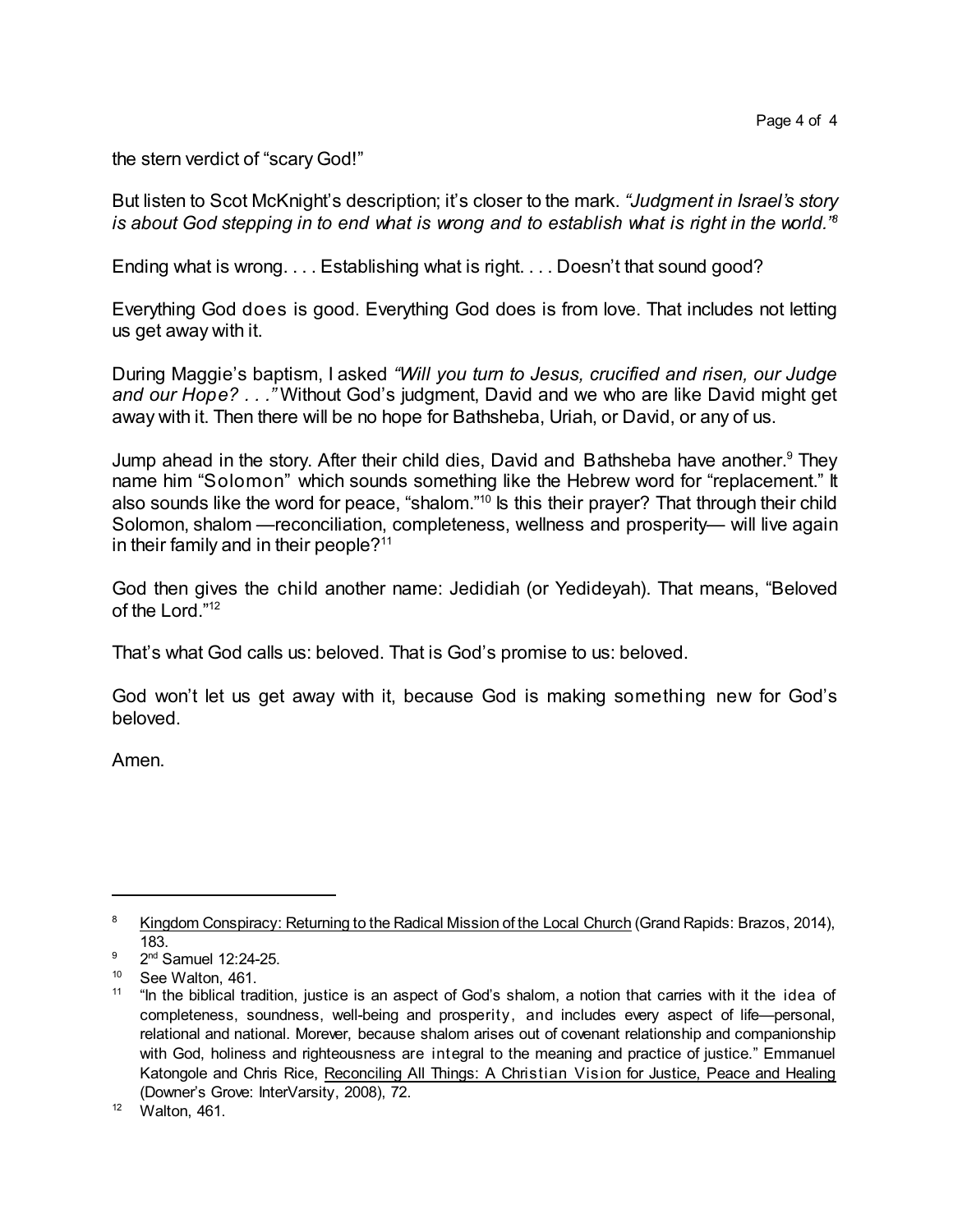the stern verdict of "scary God!"

But listen to Scot McKnight's description; it's closer to the mark. *"Judgment in Israel's story is about God stepping in to end what is wrong and to establish what is right in the world."*[8]

Ending what is wrong. . . . Establishing what is right. . . . Doesn't that sound good?

Everything God does is good. Everything God does is from love. That includes not letting us get away with it.

During Maggie's baptism, I asked *"Will you turn to Jesus, crucified and risen, our Judge and our Hope? . . ."* Without God's judgment, David and we who are like David might get away with it. Then there will be no hope for Bathsheba, Uriah, or David, or any of us.

Jump ahead in the story. After their child dies, David and Bathsheba have another.[9] They name him "Solomon" which sounds something like the Hebrew word for "replacement." It also sounds like the word for peace, "shalom."[10] Is this their prayer? That through their child Solomon, shalom —reconciliation, completeness, wellness and prosperity— will live again in their family and in their people?[11]

God then gives the child another name: Jedidiah (or Yedideyah). That means, "Beloved of the Lord."[12]

That's what God calls us: beloved. That is God's promise to us: beloved.

God won't let us get away with it, because God is making something new for God's beloved.

Amen.

---

[8] Kingdom Conspiracy: Returning to the Radical Mission of the Local Church (Grand Rapids: Brazos, 2014), 183.

[9] 2nd Samuel 12:24-25.

[10] See Walton, 461.

[11] "In the biblical tradition, justice is an aspect of God's shalom, a notion that carries with it the idea of completeness, soundness, well-being and prosperity, and includes every aspect of life—personal, relational and national. Morever, because shalom arises out of covenant relationship and companionship with God, holiness and righteousness are integral to the meaning and practice of justice." Emmanuel Katongole and Chris Rice, Reconciling All Things: A Christian Vision for Justice, Peace and Healing (Downer's Grove: InterVarsity, 2008), 72.

[12] Walton, 461.